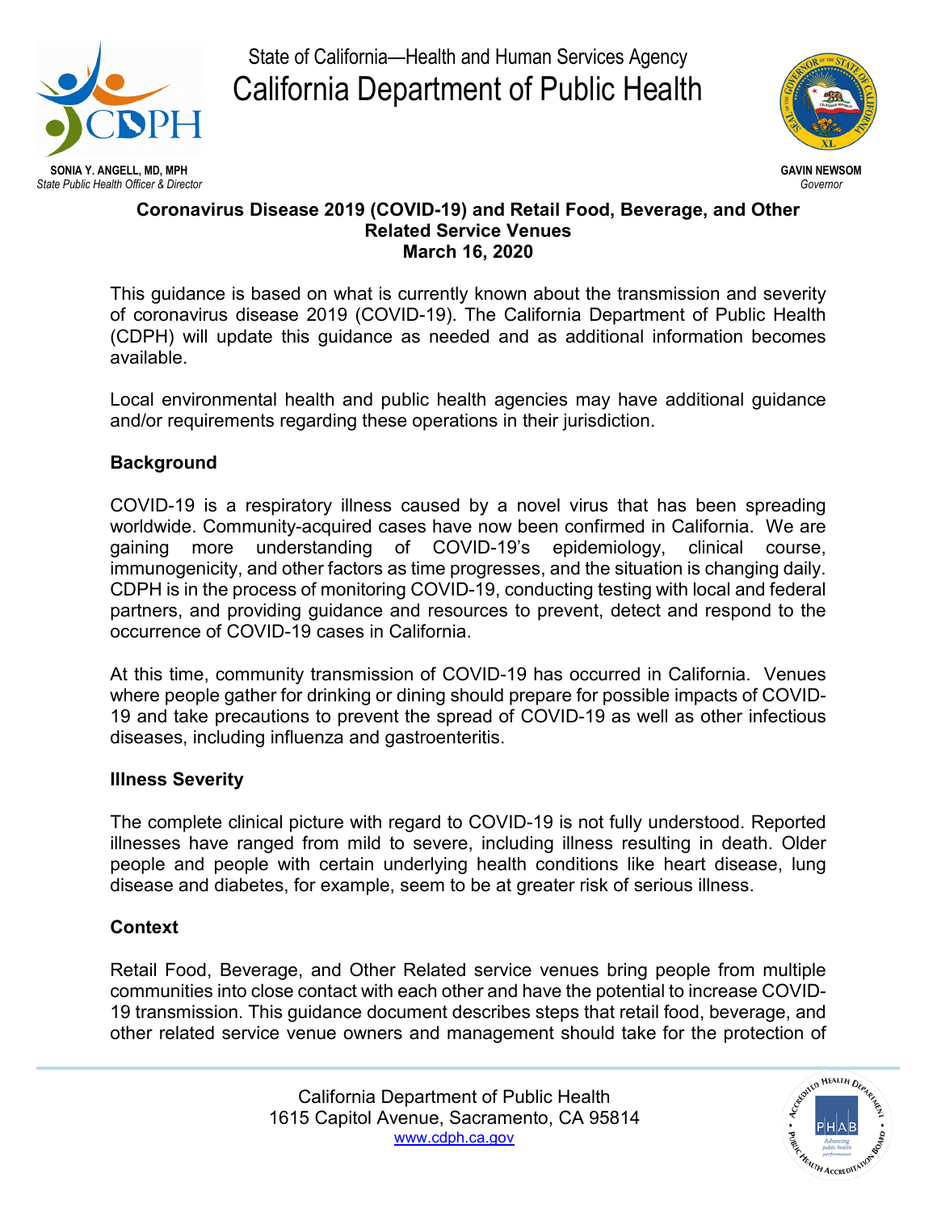State of California—Health and Human Services Agency

California Department of Public Health

**SONIA Y. ANGELL, MD, MPH**
*State Public Health Officer & Director*

**GAVIN NEWSOM**
*Governor*

**Coronavirus Disease 2019 (COVID-19) and Retail Food, Beverage, and Other Related Service Venues**
**March 16, 2020**

This guidance is based on what is currently known about the transmission and severity of coronavirus disease 2019 (COVID-19). The California Department of Public Health (CDPH) will update this guidance as needed and as additional information becomes available.

Local environmental health and public health agencies may have additional guidance and/or requirements regarding these operations in their jurisdiction.

## Background

COVID-19 is a respiratory illness caused by a novel virus that has been spreading worldwide. Community-acquired cases have now been confirmed in California. We are gaining more understanding of COVID-19's epidemiology, clinical course, immunogenicity, and other factors as time progresses, and the situation is changing daily. CDPH is in the process of monitoring COVID-19, conducting testing with local and federal partners, and providing guidance and resources to prevent, detect and respond to the occurrence of COVID-19 cases in California.

At this time, community transmission of COVID-19 has occurred in California. Venues where people gather for drinking or dining should prepare for possible impacts of COVID-19 and take precautions to prevent the spread of COVID-19 as well as other infectious diseases, including influenza and gastroenteritis.

## Illness Severity

The complete clinical picture with regard to COVID-19 is not fully understood. Reported illnesses have ranged from mild to severe, including illness resulting in death. Older people and people with certain underlying health conditions like heart disease, lung disease and diabetes, for example, seem to be at greater risk of serious illness.

## Context

Retail Food, Beverage, and Other Related service venues bring people from multiple communities into close contact with each other and have the potential to increase COVID-19 transmission. This guidance document describes steps that retail food, beverage, and other related service venue owners and management should take for the protection of

California Department of Public Health
1615 Capitol Avenue, Sacramento, CA 95814
www.cdph.ca.gov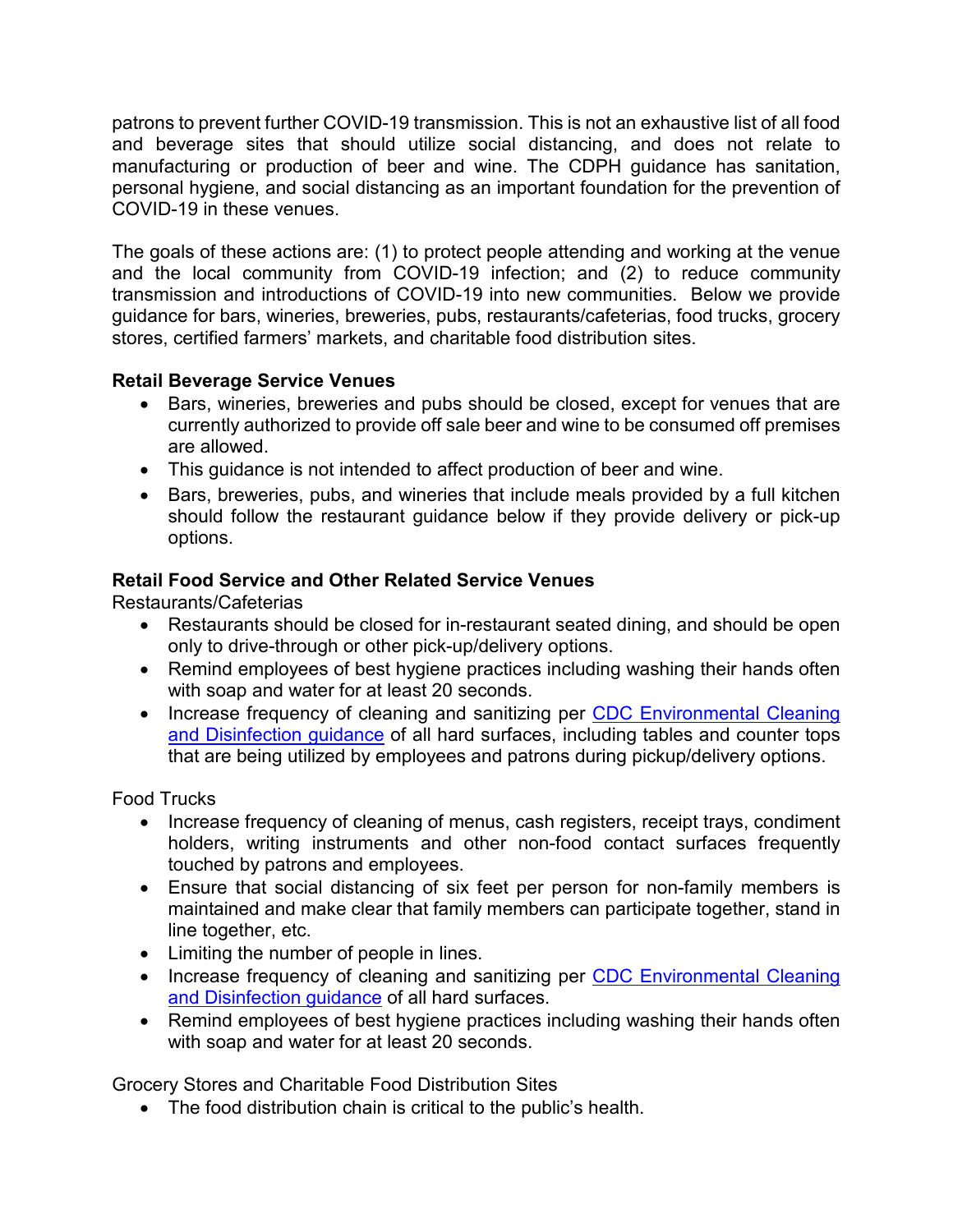patrons to prevent further COVID-19 transmission. This is not an exhaustive list of all food and beverage sites that should utilize social distancing, and does not relate to manufacturing or production of beer and wine. The CDPH guidance has sanitation, personal hygiene, and social distancing as an important foundation for the prevention of COVID-19 in these venues.

The goals of these actions are: (1) to protect people attending and working at the venue and the local community from COVID-19 infection; and (2) to reduce community transmission and introductions of COVID-19 into new communities. Below we provide guidance for bars, wineries, breweries, pubs, restaurants/cafeterias, food trucks, grocery stores, certified farmers' markets, and charitable food distribution sites.

**Retail Beverage Service Venues**

- Bars, wineries, breweries and pubs should be closed, except for venues that are currently authorized to provide off sale beer and wine to be consumed off premises are allowed.
- This guidance is not intended to affect production of beer and wine.
- Bars, breweries, pubs, and wineries that include meals provided by a full kitchen should follow the restaurant guidance below if they provide delivery or pick-up options.

**Retail Food Service and Other Related Service Venues**

Restaurants/Cafeterias

- Restaurants should be closed for in-restaurant seated dining, and should be open only to drive-through or other pick-up/delivery options.
- Remind employees of best hygiene practices including washing their hands often with soap and water for at least 20 seconds.
- Increase frequency of cleaning and sanitizing per CDC Environmental Cleaning and Disinfection guidance of all hard surfaces, including tables and counter tops that are being utilized by employees and patrons during pickup/delivery options.

Food Trucks

- Increase frequency of cleaning of menus, cash registers, receipt trays, condiment holders, writing instruments and other non-food contact surfaces frequently touched by patrons and employees.
- Ensure that social distancing of six feet per person for non-family members is maintained and make clear that family members can participate together, stand in line together, etc.
- Limiting the number of people in lines.
- Increase frequency of cleaning and sanitizing per CDC Environmental Cleaning and Disinfection guidance of all hard surfaces.
- Remind employees of best hygiene practices including washing their hands often with soap and water for at least 20 seconds.

Grocery Stores and Charitable Food Distribution Sites

- The food distribution chain is critical to the public's health.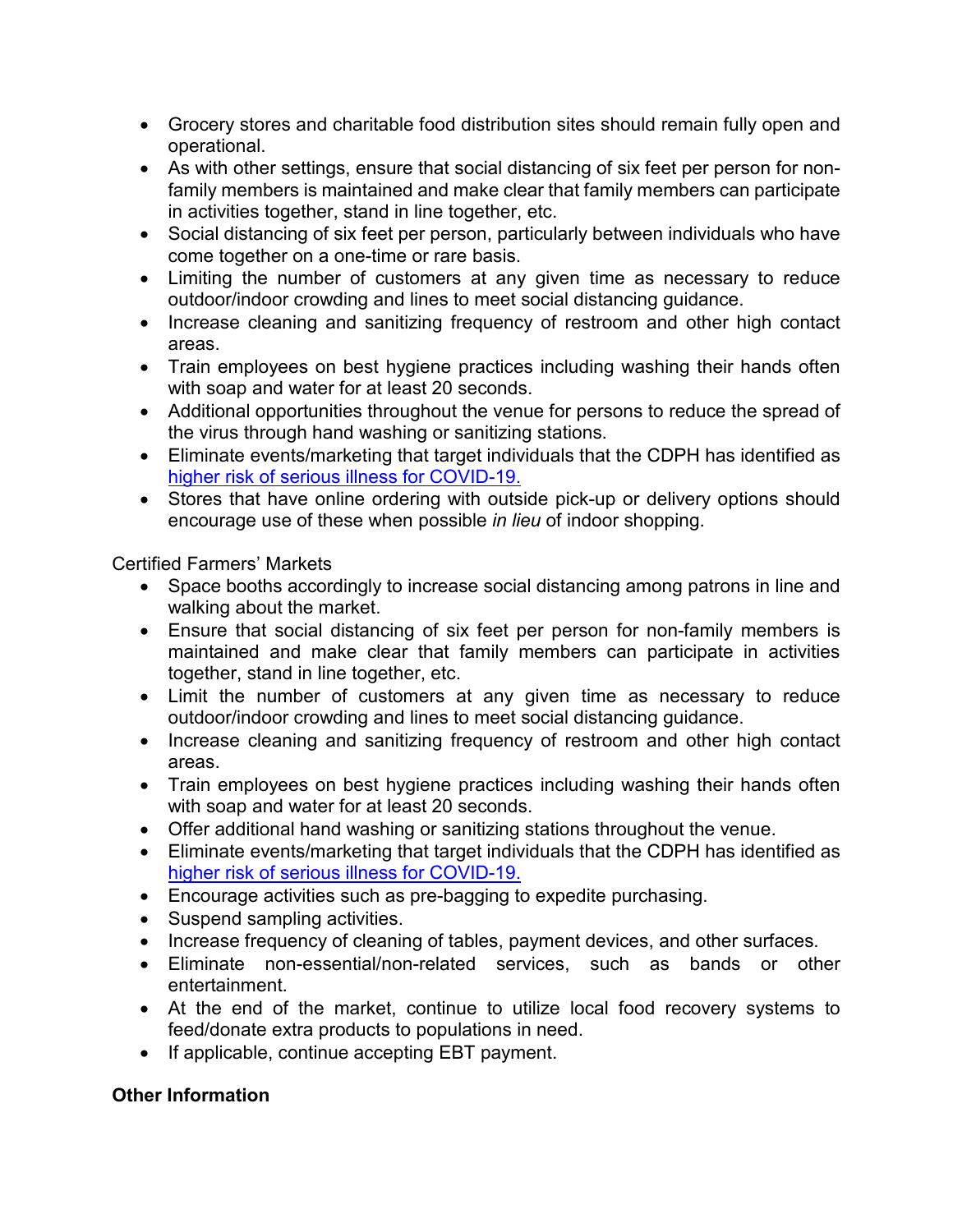- Grocery stores and charitable food distribution sites should remain fully open and operational.
- As with other settings, ensure that social distancing of six feet per person for non-family members is maintained and make clear that family members can participate in activities together, stand in line together, etc.
- Social distancing of six feet per person, particularly between individuals who have come together on a one-time or rare basis.
- Limiting the number of customers at any given time as necessary to reduce outdoor/indoor crowding and lines to meet social distancing guidance.
- Increase cleaning and sanitizing frequency of restroom and other high contact areas.
- Train employees on best hygiene practices including washing their hands often with soap and water for at least 20 seconds.
- Additional opportunities throughout the venue for persons to reduce the spread of the virus through hand washing or sanitizing stations.
- Eliminate events/marketing that target individuals that the CDPH has identified as higher risk of serious illness for COVID-19.
- Stores that have online ordering with outside pick-up or delivery options should encourage use of these when possible *in lieu* of indoor shopping.

Certified Farmers' Markets

- Space booths accordingly to increase social distancing among patrons in line and walking about the market.
- Ensure that social distancing of six feet per person for non-family members is maintained and make clear that family members can participate in activities together, stand in line together, etc.
- Limit the number of customers at any given time as necessary to reduce outdoor/indoor crowding and lines to meet social distancing guidance.
- Increase cleaning and sanitizing frequency of restroom and other high contact areas.
- Train employees on best hygiene practices including washing their hands often with soap and water for at least 20 seconds.
- Offer additional hand washing or sanitizing stations throughout the venue.
- Eliminate events/marketing that target individuals that the CDPH has identified as higher risk of serious illness for COVID-19.
- Encourage activities such as pre-bagging to expedite purchasing.
- Suspend sampling activities.
- Increase frequency of cleaning of tables, payment devices, and other surfaces.
- Eliminate non-essential/non-related services, such as bands or other entertainment.
- At the end of the market, continue to utilize local food recovery systems to feed/donate extra products to populations in need.
- If applicable, continue accepting EBT payment.

**Other Information**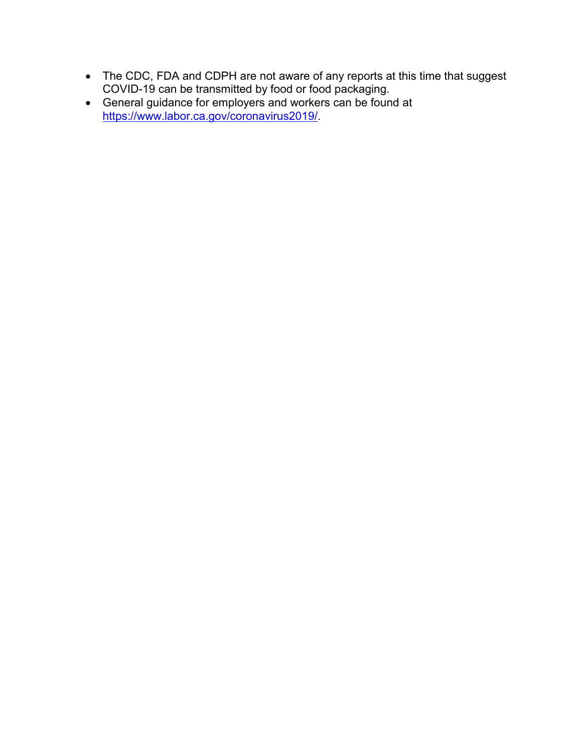- The CDC, FDA and CDPH are not aware of any reports at this time that suggest COVID-19 can be transmitted by food or food packaging.
- General guidance for employers and workers can be found at https://www.labor.ca.gov/coronavirus2019/.